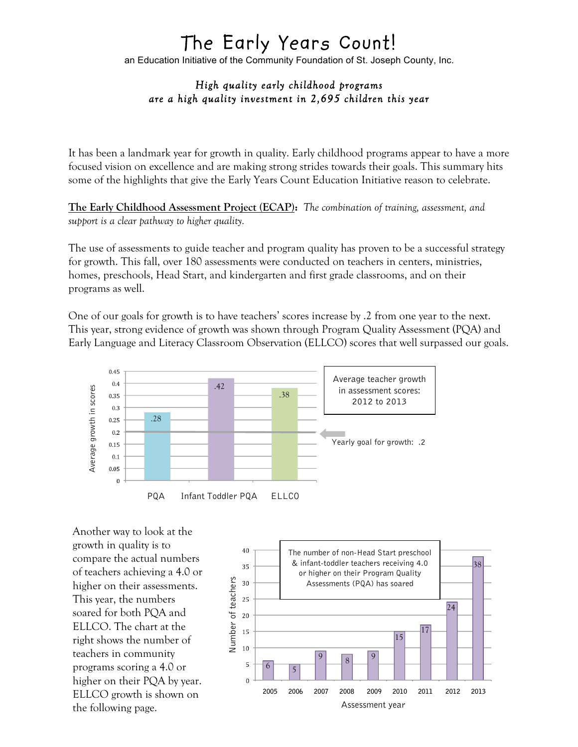# The Early Years Count!

an Education Initiative of the Community Foundation of St. Joseph County, Inc.

*High quality early childhood programs*
*are a high quality investment in 2,695 children this year*

It has been a landmark year for growth in quality. Early childhood programs appear to have a more focused vision on excellence and are making strong strides towards their goals. This summary hits some of the highlights that give the Early Years Count Education Initiative reason to celebrate.

**The Early Childhood Assessment Project (ECAP):** *The combination of training, assessment, and support is a clear pathway to higher quality.*

The use of assessments to guide teacher and program quality has proven to be a successful strategy for growth. This fall, over 180 assessments were conducted on teachers in centers, ministries, homes, preschools, Head Start, and kindergarten and first grade classrooms, and on their programs as well.

One of our goals for growth is to have teachers' scores increase by .2 from one year to the next. This year, strong evidence of growth was shown through Program Quality Assessment (PQA) and Early Language and Literacy Classroom Observation (ELLCO) scores that well surpassed our goals.

Average teacher growth in assessment scores: 2012 to 2013

| Assessment | Average growth in scores |
| --- | --- |
| PQA | .28 |
| Infant Toddler PQA | .42 |
| ELLCO | .38 |

Yearly goal for growth: .2

Another way to look at the growth in quality is to compare the actual numbers of teachers achieving a 4.0 or higher on their assessments. This year, the numbers soared for both PQA and ELLCO. The chart at the right shows the number of teachers in community programs scoring a 4.0 or higher on their PQA by year. ELLCO growth is shown on the following page.

The number of non-Head Start preschool & infant-toddler teachers receiving 4.0 or higher on their Program Quality Assessments (PQA) has soared

| Assessment year | Number of teachers |
| --- | --- |
| 2005 | 6 |
| 2006 | 5 |
| 2007 | 9 |
| 2008 | 8 |
| 2009 | 9 |
| 2010 | 15 |
| 2011 | 17 |
| 2012 | 24 |
| 2013 | 38 |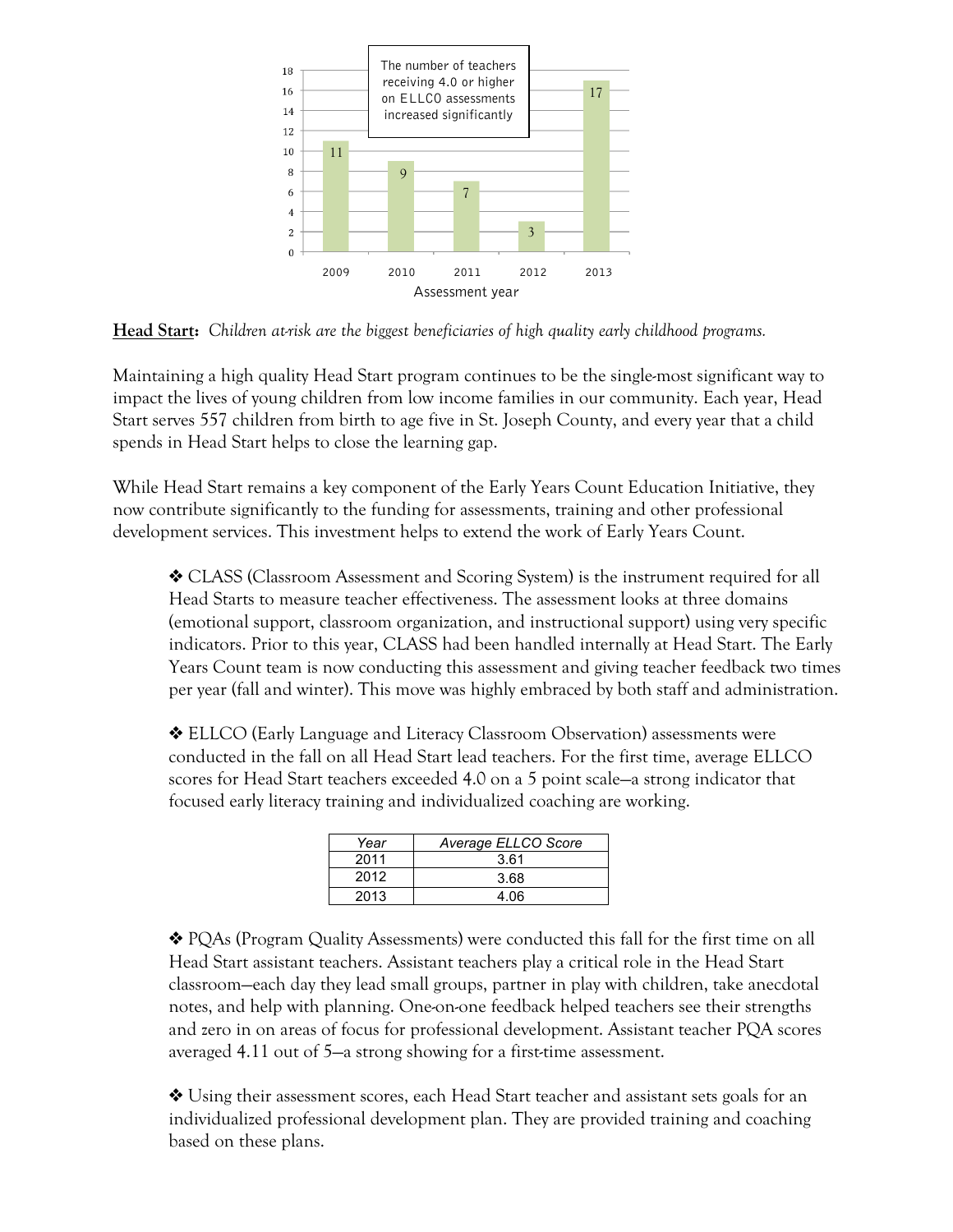The number of teachers receiving 4.0 or higher on ELLCO assessments increased significantly

| Assessment year | Number of teachers |
| --- | --- |
| 2009 | 11 |
| 2010 | 9 |
| 2011 | 7 |
| 2012 | 3 |
| 2013 | 17 |

**Head Start:** *Children at-risk are the biggest beneficiaries of high quality early childhood programs.*

Maintaining a high quality Head Start program continues to be the single-most significant way to impact the lives of young children from low income families in our community. Each year, Head Start serves 557 children from birth to age five in St. Joseph County, and every year that a child spends in Head Start helps to close the learning gap.

While Head Start remains a key component of the Early Years Count Education Initiative, they now contribute significantly to the funding for assessments, training and other professional development services. This investment helps to extend the work of Early Years Count.

❖ CLASS (Classroom Assessment and Scoring System) is the instrument required for all Head Starts to measure teacher effectiveness. The assessment looks at three domains (emotional support, classroom organization, and instructional support) using very specific indicators. Prior to this year, CLASS had been handled internally at Head Start. The Early Years Count team is now conducting this assessment and giving teacher feedback two times per year (fall and winter). This move was highly embraced by both staff and administration.

❖ ELLCO (Early Language and Literacy Classroom Observation) assessments were conducted in the fall on all Head Start lead teachers. For the first time, average ELLCO scores for Head Start teachers exceeded 4.0 on a 5 point scale—a strong indicator that focused early literacy training and individualized coaching are working.

| *Year* | *Average ELLCO Score* |
| --- | --- |
| 2011 | 3.61 |
| 2012 | 3.68 |
| 2013 | 4.06 |

❖ PQAs (Program Quality Assessments) were conducted this fall for the first time on all Head Start assistant teachers. Assistant teachers play a critical role in the Head Start classroom—each day they lead small groups, partner in play with children, take anecdotal notes, and help with planning. One-on-one feedback helped teachers see their strengths and zero in on areas of focus for professional development. Assistant teacher PQA scores averaged 4.11 out of 5—a strong showing for a first-time assessment.

❖ Using their assessment scores, each Head Start teacher and assistant sets goals for an individualized professional development plan. They are provided training and coaching based on these plans.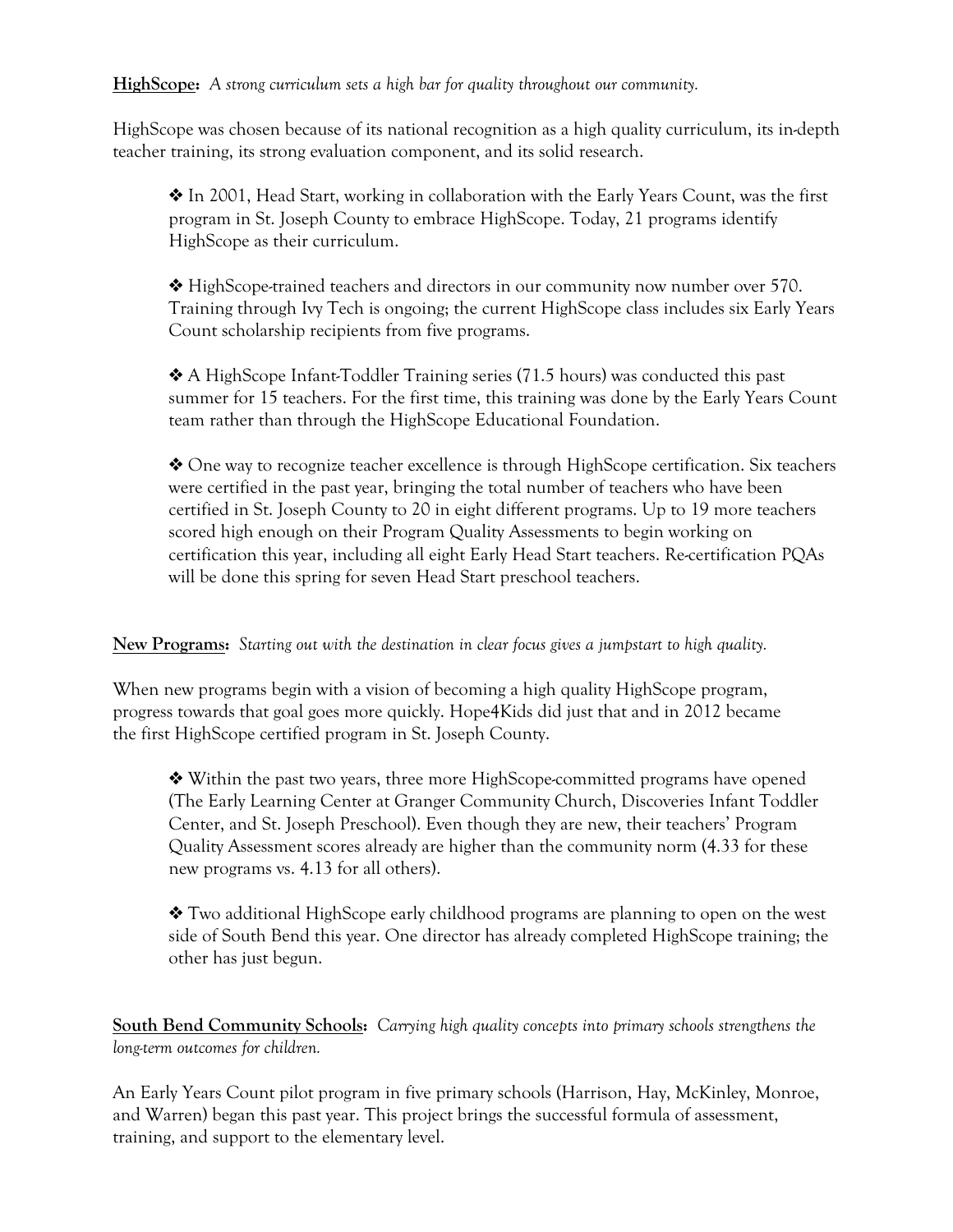**HighScope:** *A strong curriculum sets a high bar for quality throughout our community.*

HighScope was chosen because of its national recognition as a high quality curriculum, its in-depth teacher training, its strong evaluation component, and its solid research.

- ❖ In 2001, Head Start, working in collaboration with the Early Years Count, was the first program in St. Joseph County to embrace HighScope. Today, 21 programs identify HighScope as their curriculum.

- ❖ HighScope-trained teachers and directors in our community now number over 570. Training through Ivy Tech is ongoing; the current HighScope class includes six Early Years Count scholarship recipients from five programs.

- ❖ A HighScope Infant-Toddler Training series (71.5 hours) was conducted this past summer for 15 teachers. For the first time, this training was done by the Early Years Count team rather than through the HighScope Educational Foundation.

- ❖ One way to recognize teacher excellence is through HighScope certification. Six teachers were certified in the past year, bringing the total number of teachers who have been certified in St. Joseph County to 20 in eight different programs. Up to 19 more teachers scored high enough on their Program Quality Assessments to begin working on certification this year, including all eight Early Head Start teachers. Re-certification PQAs will be done this spring for seven Head Start preschool teachers.

**New Programs:** *Starting out with the destination in clear focus gives a jumpstart to high quality.*

When new programs begin with a vision of becoming a high quality HighScope program, progress towards that goal goes more quickly. Hope4Kids did just that and in 2012 became the first HighScope certified program in St. Joseph County.

- ❖ Within the past two years, three more HighScope-committed programs have opened (The Early Learning Center at Granger Community Church, Discoveries Infant Toddler Center, and St. Joseph Preschool). Even though they are new, their teachers' Program Quality Assessment scores already are higher than the community norm (4.33 for these new programs vs. 4.13 for all others).

- ❖ Two additional HighScope early childhood programs are planning to open on the west side of South Bend this year. One director has already completed HighScope training; the other has just begun.

**South Bend Community Schools:** *Carrying high quality concepts into primary schools strengthens the long-term outcomes for children.*

An Early Years Count pilot program in five primary schools (Harrison, Hay, McKinley, Monroe, and Warren) began this past year. This project brings the successful formula of assessment, training, and support to the elementary level.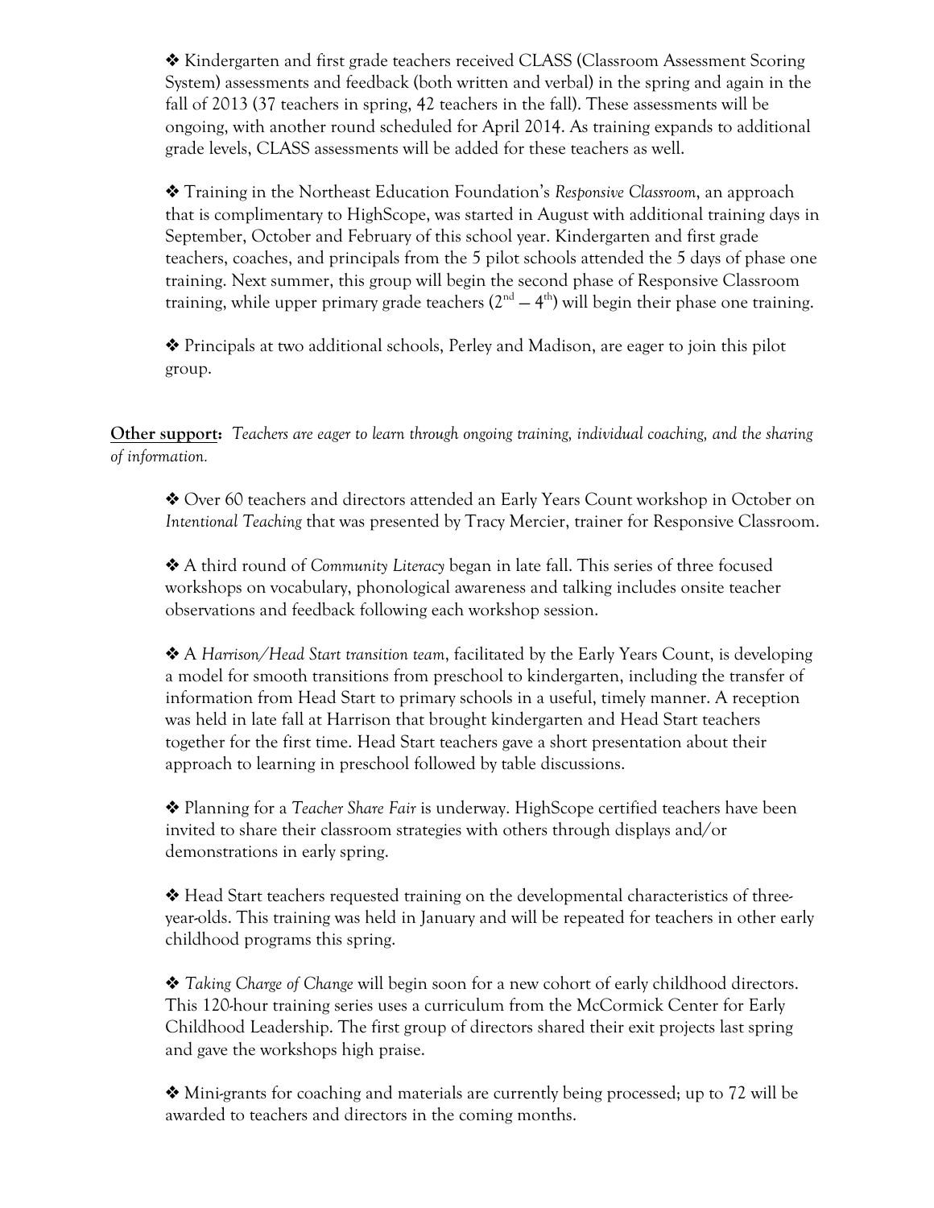❖ Kindergarten and first grade teachers received CLASS (Classroom Assessment Scoring System) assessments and feedback (both written and verbal) in the spring and again in the fall of 2013 (37 teachers in spring, 42 teachers in the fall). These assessments will be ongoing, with another round scheduled for April 2014. As training expands to additional grade levels, CLASS assessments will be added for these teachers as well.

❖ Training in the Northeast Education Foundation's *Responsive Classroom*, an approach that is complimentary to HighScope, was started in August with additional training days in September, October and February of this school year. Kindergarten and first grade teachers, coaches, and principals from the 5 pilot schools attended the 5 days of phase one training. Next summer, this group will begin the second phase of Responsive Classroom training, while upper primary grade teachers (2nd – 4th) will begin their phase one training.

❖ Principals at two additional schools, Perley and Madison, are eager to join this pilot group.

**Other support:** *Teachers are eager to learn through ongoing training, individual coaching, and the sharing of information.*

❖ Over 60 teachers and directors attended an Early Years Count workshop in October on *Intentional Teaching* that was presented by Tracy Mercier, trainer for Responsive Classroom.

❖ A third round of *Community Literacy* began in late fall. This series of three focused workshops on vocabulary, phonological awareness and talking includes onsite teacher observations and feedback following each workshop session.

❖ A *Harrison/Head Start transition team*, facilitated by the Early Years Count, is developing a model for smooth transitions from preschool to kindergarten, including the transfer of information from Head Start to primary schools in a useful, timely manner. A reception was held in late fall at Harrison that brought kindergarten and Head Start teachers together for the first time. Head Start teachers gave a short presentation about their approach to learning in preschool followed by table discussions.

❖ Planning for a *Teacher Share Fair* is underway. HighScope certified teachers have been invited to share their classroom strategies with others through displays and/or demonstrations in early spring.

❖ Head Start teachers requested training on the developmental characteristics of three-year-olds. This training was held in January and will be repeated for teachers in other early childhood programs this spring.

❖ *Taking Charge of Change* will begin soon for a new cohort of early childhood directors. This 120-hour training series uses a curriculum from the McCormick Center for Early Childhood Leadership. The first group of directors shared their exit projects last spring and gave the workshops high praise.

❖ Mini-grants for coaching and materials are currently being processed; up to 72 will be awarded to teachers and directors in the coming months.